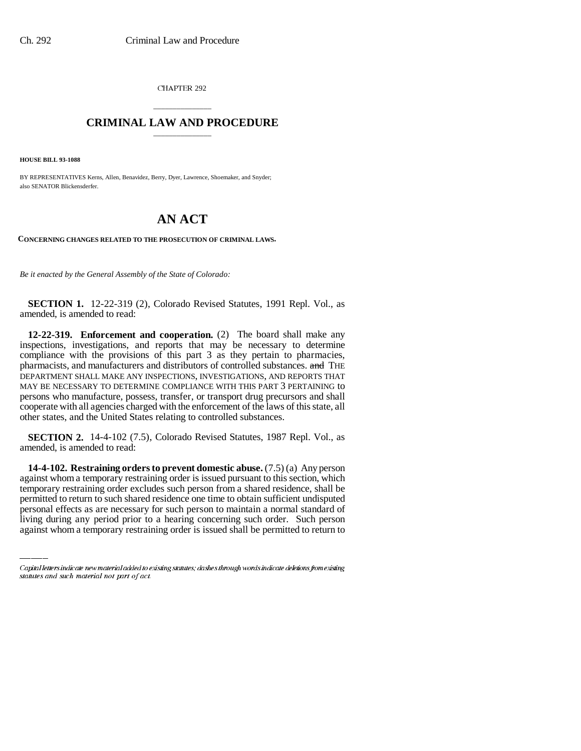CHAPTER 292

## CRIMINAL LAW AND PROCEDURE

**HOUSE BILL 93-1088**

BY REPRESENTATIVES Kerns, Allen, Benavidez, Berry, Dyer, Lawrence, Shoemaker, and Snyder; also SENATOR Blickensderfer.

# AN ACT

**CONCERNING CHANGES RELATED TO THE PROSECUTION OF CRIMINAL LAWS.**

*Be it enacted by the General Assembly of the State of Colorado:*

**SECTION 1.** 12-22-319 (2), Colorado Revised Statutes, 1991 Repl. Vol., as amended, is amended to read:

**12-22-319. Enforcement and cooperation.** (2) The board shall make any inspections, investigations, and reports that may be necessary to determine compliance with the provisions of this part 3 as they pertain to pharmacies, pharmacists, and manufacturers and distributors of controlled substances. ~~and~~ THE DEPARTMENT SHALL MAKE ANY INSPECTIONS, INVESTIGATIONS, AND REPORTS THAT MAY BE NECESSARY TO DETERMINE COMPLIANCE WITH THIS PART 3 PERTAINING to persons who manufacture, possess, transfer, or transport drug precursors and shall cooperate with all agencies charged with the enforcement of the laws of this state, all other states, and the United States relating to controlled substances.

**SECTION 2.** 14-4-102 (7.5), Colorado Revised Statutes, 1987 Repl. Vol., as amended, is amended to read:

**14-4-102. Restraining orders to prevent domestic abuse.** (7.5) (a) Any person against whom a temporary restraining order is issued pursuant to this section, which temporary restraining order excludes such person from a shared residence, shall be permitted to return to such shared residence one time to obtain sufficient undisputed personal effects as are necessary for such person to maintain a normal standard of living during any period prior to a hearing concerning such order. Such person against whom a temporary restraining order is issued shall be permitted to return to

*Capital letters indicate new material added to existing statutes; dashes through words indicate deletions from existing statutes and such material not part of act.*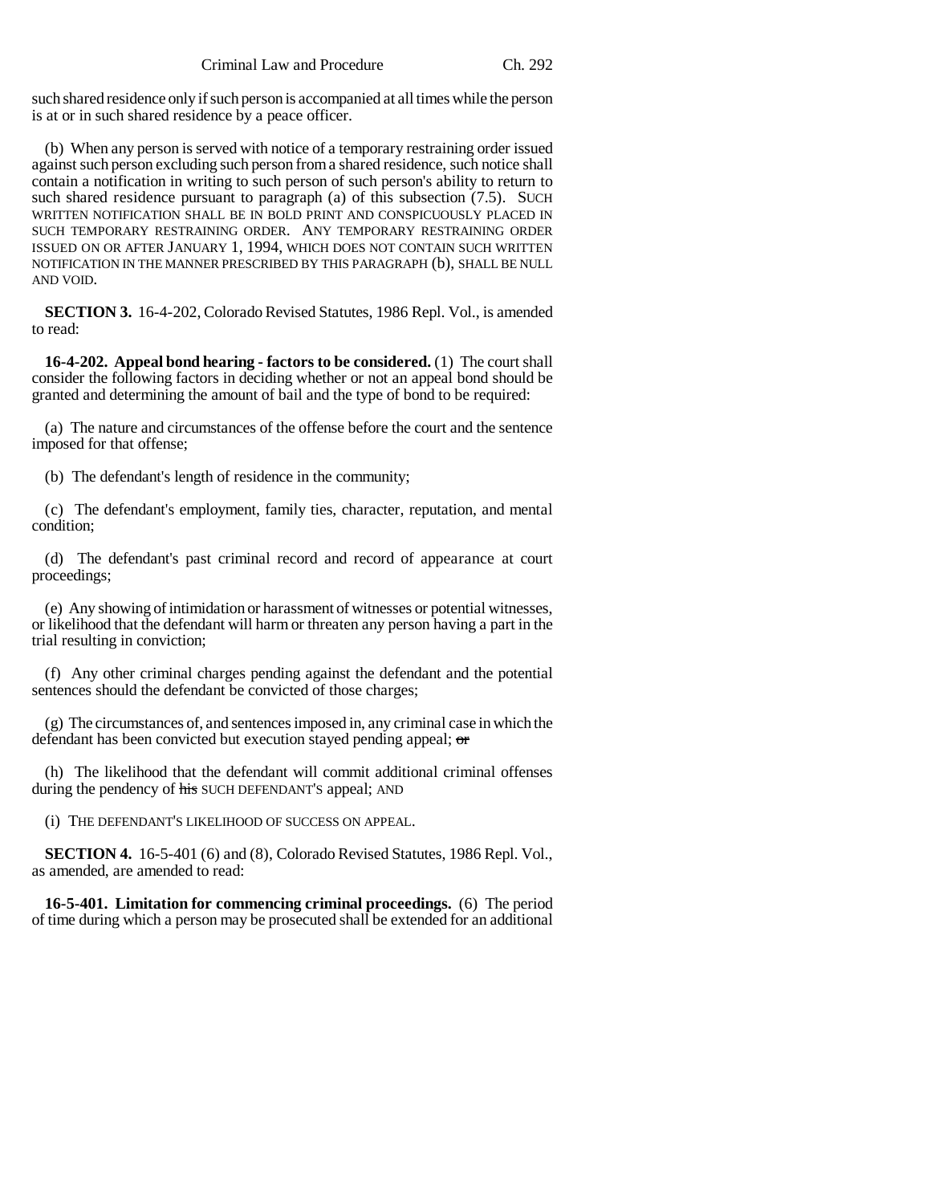such shared residence only if such person is accompanied at all times while the person is at or in such shared residence by a peace officer.

(b) When any person is served with notice of a temporary restraining order issued against such person excluding such person from a shared residence, such notice shall contain a notification in writing to such person of such person's ability to return to such shared residence pursuant to paragraph (a) of this subsection (7.5). SUCH WRITTEN NOTIFICATION SHALL BE IN BOLD PRINT AND CONSPICUOUSLY PLACED IN SUCH TEMPORARY RESTRAINING ORDER. ANY TEMPORARY RESTRAINING ORDER ISSUED ON OR AFTER JANUARY 1, 1994, WHICH DOES NOT CONTAIN SUCH WRITTEN NOTIFICATION IN THE MANNER PRESCRIBED BY THIS PARAGRAPH (b), SHALL BE NULL AND VOID.

**SECTION 3.** 16-4-202, Colorado Revised Statutes, 1986 Repl. Vol., is amended to read:

**16-4-202. Appeal bond hearing - factors to be considered.** (1) The court shall consider the following factors in deciding whether or not an appeal bond should be granted and determining the amount of bail and the type of bond to be required:

(a) The nature and circumstances of the offense before the court and the sentence imposed for that offense;

(b) The defendant's length of residence in the community;

(c) The defendant's employment, family ties, character, reputation, and mental condition;

(d) The defendant's past criminal record and record of appearance at court proceedings;

(e) Any showing of intimidation or harassment of witnesses or potential witnesses, or likelihood that the defendant will harm or threaten any person having a part in the trial resulting in conviction;

(f) Any other criminal charges pending against the defendant and the potential sentences should the defendant be convicted of those charges;

(g) The circumstances of, and sentences imposed in, any criminal case in which the defendant has been convicted but execution stayed pending appeal; ~~or~~

(h) The likelihood that the defendant will commit additional criminal offenses during the pendency of ~~his~~ SUCH DEFENDANT'S appeal; AND

(i) THE DEFENDANT'S LIKELIHOOD OF SUCCESS ON APPEAL.

**SECTION 4.** 16-5-401 (6) and (8), Colorado Revised Statutes, 1986 Repl. Vol., as amended, are amended to read:

**16-5-401. Limitation for commencing criminal proceedings.** (6) The period of time during which a person may be prosecuted shall be extended for an additional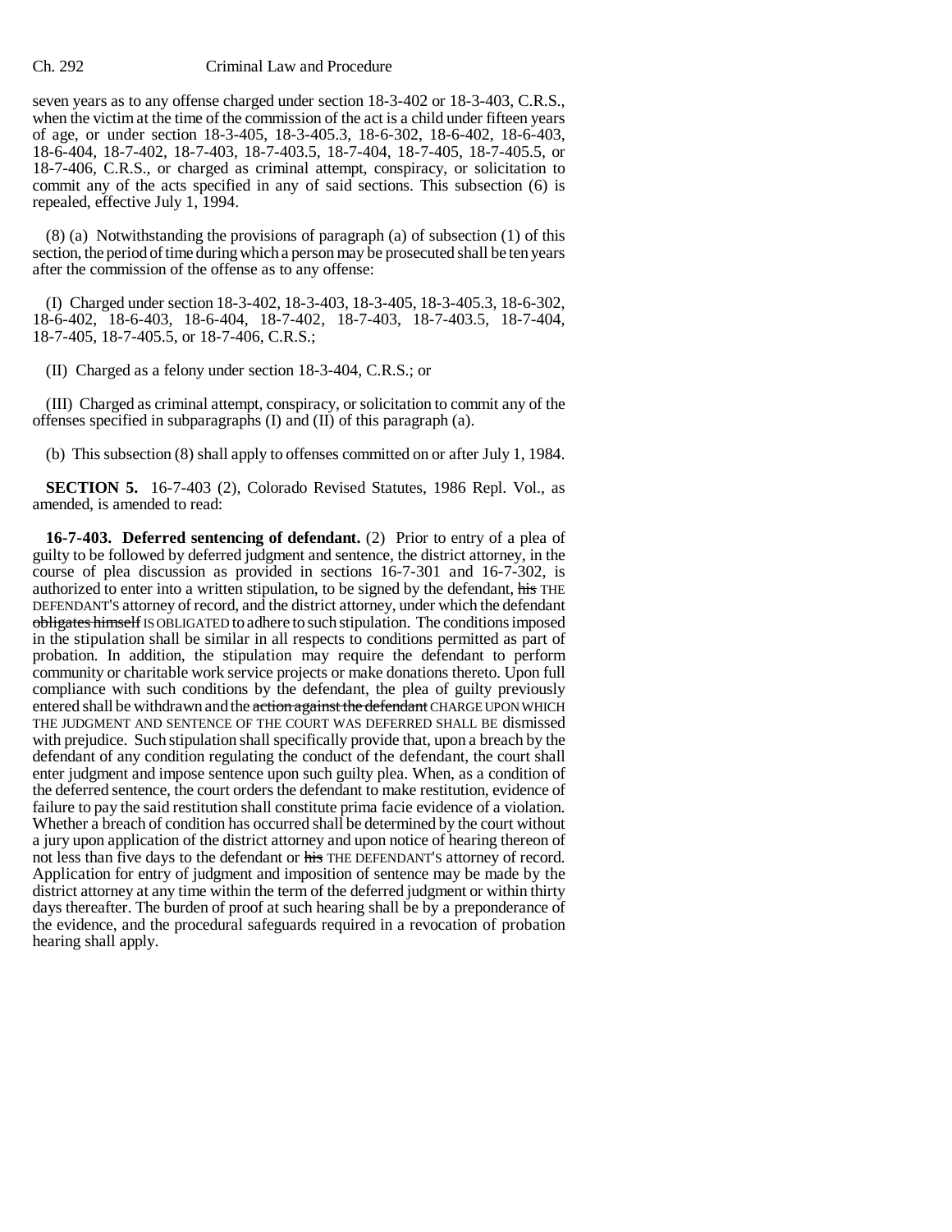seven years as to any offense charged under section 18-3-402 or 18-3-403, C.R.S., when the victim at the time of the commission of the act is a child under fifteen years of age, or under section 18-3-405, 18-3-405.3, 18-6-302, 18-6-402, 18-6-403, 18-6-404, 18-7-402, 18-7-403, 18-7-403.5, 18-7-404, 18-7-405, 18-7-405.5, or 18-7-406, C.R.S., or charged as criminal attempt, conspiracy, or solicitation to commit any of the acts specified in any of said sections. This subsection (6) is repealed, effective July 1, 1994.

(8) (a) Notwithstanding the provisions of paragraph (a) of subsection (1) of this section, the period of time during which a person may be prosecuted shall be ten years after the commission of the offense as to any offense:

(I) Charged under section 18-3-402, 18-3-403, 18-3-405, 18-3-405.3, 18-6-302, 18-6-402, 18-6-403, 18-6-404, 18-7-402, 18-7-403, 18-7-403.5, 18-7-404, 18-7-405, 18-7-405.5, or 18-7-406, C.R.S.;

(II) Charged as a felony under section 18-3-404, C.R.S.; or

(III) Charged as criminal attempt, conspiracy, or solicitation to commit any of the offenses specified in subparagraphs (I) and (II) of this paragraph (a).

(b) This subsection (8) shall apply to offenses committed on or after July 1, 1984.

**SECTION 5.** 16-7-403 (2), Colorado Revised Statutes, 1986 Repl. Vol., as amended, is amended to read:

**16-7-403. Deferred sentencing of defendant.** (2) Prior to entry of a plea of guilty to be followed by deferred judgment and sentence, the district attorney, in the course of plea discussion as provided in sections 16-7-301 and 16-7-302, is authorized to enter into a written stipulation, to be signed by the defendant, ~~his~~ THE DEFENDANT'S attorney of record, and the district attorney, under which the defendant ~~obligates himself~~ IS OBLIGATED to adhere to such stipulation. The conditions imposed in the stipulation shall be similar in all respects to conditions permitted as part of probation. In addition, the stipulation may require the defendant to perform community or charitable work service projects or make donations thereto. Upon full compliance with such conditions by the defendant, the plea of guilty previously entered shall be withdrawn and the ~~action against the defendant~~ CHARGE UPON WHICH THE JUDGMENT AND SENTENCE OF THE COURT WAS DEFERRED SHALL BE dismissed with prejudice. Such stipulation shall specifically provide that, upon a breach by the defendant of any condition regulating the conduct of the defendant, the court shall enter judgment and impose sentence upon such guilty plea. When, as a condition of the deferred sentence, the court orders the defendant to make restitution, evidence of failure to pay the said restitution shall constitute prima facie evidence of a violation. Whether a breach of condition has occurred shall be determined by the court without a jury upon application of the district attorney and upon notice of hearing thereon of not less than five days to the defendant or ~~his~~ THE DEFENDANT'S attorney of record. Application for entry of judgment and imposition of sentence may be made by the district attorney at any time within the term of the deferred judgment or within thirty days thereafter. The burden of proof at such hearing shall be by a preponderance of the evidence, and the procedural safeguards required in a revocation of probation hearing shall apply.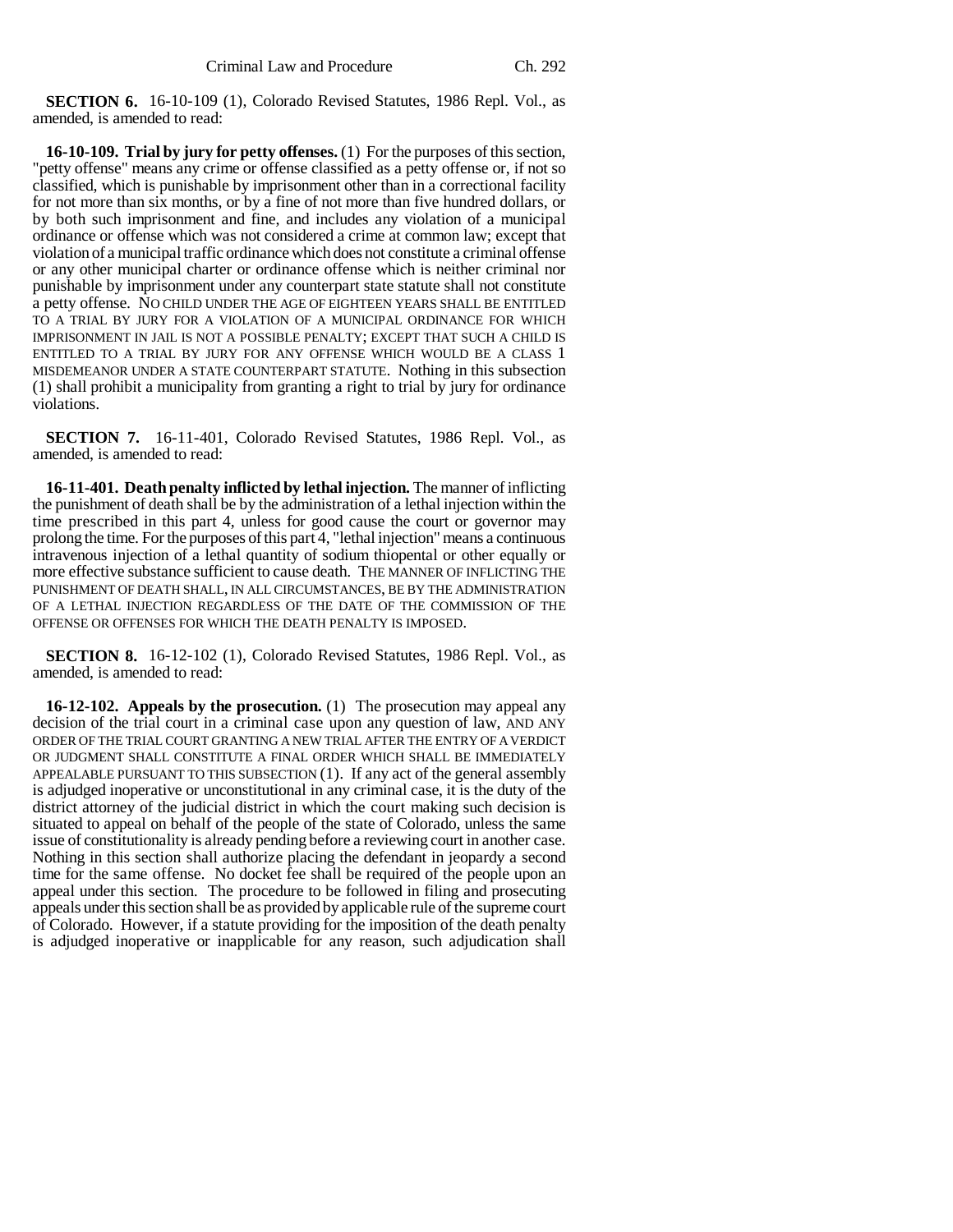**SECTION 6.** 16-10-109 (1), Colorado Revised Statutes, 1986 Repl. Vol., as amended, is amended to read:

**16-10-109. Trial by jury for petty offenses.** (1) For the purposes of this section, "petty offense" means any crime or offense classified as a petty offense or, if not so classified, which is punishable by imprisonment other than in a correctional facility for not more than six months, or by a fine of not more than five hundred dollars, or by both such imprisonment and fine, and includes any violation of a municipal ordinance or offense which was not considered a crime at common law; except that violation of a municipal traffic ordinance which does not constitute a criminal offense or any other municipal charter or ordinance offense which is neither criminal nor punishable by imprisonment under any counterpart state statute shall not constitute a petty offense. NO CHILD UNDER THE AGE OF EIGHTEEN YEARS SHALL BE ENTITLED TO A TRIAL BY JURY FOR A VIOLATION OF A MUNICIPAL ORDINANCE FOR WHICH IMPRISONMENT IN JAIL IS NOT A POSSIBLE PENALTY; EXCEPT THAT SUCH A CHILD IS ENTITLED TO A TRIAL BY JURY FOR ANY OFFENSE WHICH WOULD BE A CLASS 1 MISDEMEANOR UNDER A STATE COUNTERPART STATUTE. Nothing in this subsection (1) shall prohibit a municipality from granting a right to trial by jury for ordinance violations.

**SECTION 7.** 16-11-401, Colorado Revised Statutes, 1986 Repl. Vol., as amended, is amended to read:

**16-11-401. Death penalty inflicted by lethal injection.** The manner of inflicting the punishment of death shall be by the administration of a lethal injection within the time prescribed in this part 4, unless for good cause the court or governor may prolong the time. For the purposes of this part 4, "lethal injection" means a continuous intravenous injection of a lethal quantity of sodium thiopental or other equally or more effective substance sufficient to cause death. THE MANNER OF INFLICTING THE PUNISHMENT OF DEATH SHALL, IN ALL CIRCUMSTANCES, BE BY THE ADMINISTRATION OF A LETHAL INJECTION REGARDLESS OF THE DATE OF THE COMMISSION OF THE OFFENSE OR OFFENSES FOR WHICH THE DEATH PENALTY IS IMPOSED.

**SECTION 8.** 16-12-102 (1), Colorado Revised Statutes, 1986 Repl. Vol., as amended, is amended to read:

**16-12-102. Appeals by the prosecution.** (1) The prosecution may appeal any decision of the trial court in a criminal case upon any question of law, AND ANY ORDER OF THE TRIAL COURT GRANTING A NEW TRIAL AFTER THE ENTRY OF A VERDICT OR JUDGMENT SHALL CONSTITUTE A FINAL ORDER WHICH SHALL BE IMMEDIATELY APPEALABLE PURSUANT TO THIS SUBSECTION (1). If any act of the general assembly is adjudged inoperative or unconstitutional in any criminal case, it is the duty of the district attorney of the judicial district in which the court making such decision is situated to appeal on behalf of the people of the state of Colorado, unless the same issue of constitutionality is already pending before a reviewing court in another case. Nothing in this section shall authorize placing the defendant in jeopardy a second time for the same offense. No docket fee shall be required of the people upon an appeal under this section. The procedure to be followed in filing and prosecuting appeals under this section shall be as provided by applicable rule of the supreme court of Colorado. However, if a statute providing for the imposition of the death penalty is adjudged inoperative or inapplicable for any reason, such adjudication shall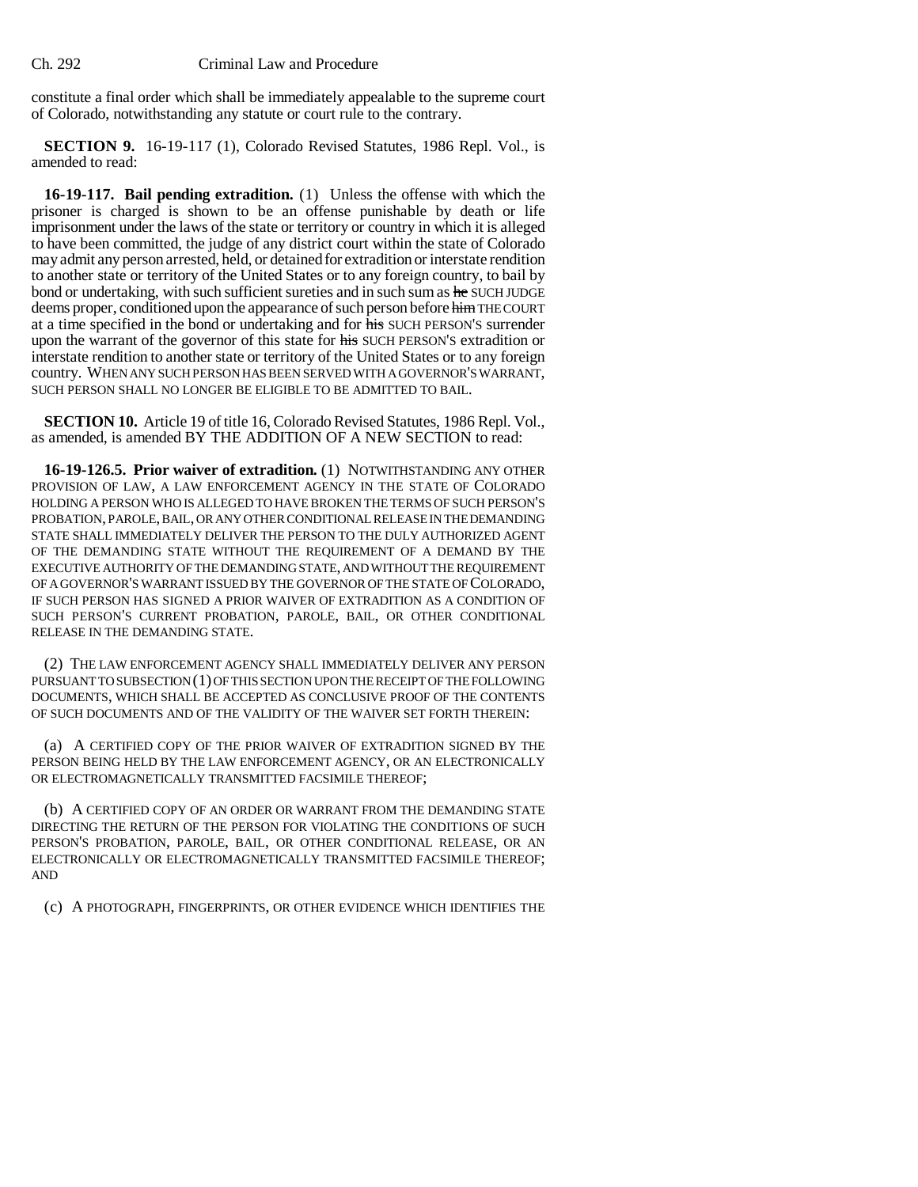constitute a final order which shall be immediately appealable to the supreme court of Colorado, notwithstanding any statute or court rule to the contrary.

**SECTION 9.** 16-19-117 (1), Colorado Revised Statutes, 1986 Repl. Vol., is amended to read:

**16-19-117. Bail pending extradition.** (1) Unless the offense with which the prisoner is charged is shown to be an offense punishable by death or life imprisonment under the laws of the state or territory or country in which it is alleged to have been committed, the judge of any district court within the state of Colorado may admit any person arrested, held, or detained for extradition or interstate rendition to another state or territory of the United States or to any foreign country, to bail by bond or undertaking, with such sufficient sureties and in such sum as ~~he~~ SUCH JUDGE deems proper, conditioned upon the appearance of such person before ~~him~~ THE COURT at a time specified in the bond or undertaking and for ~~his~~ SUCH PERSON'S surrender upon the warrant of the governor of this state for ~~his~~ SUCH PERSON'S extradition or interstate rendition to another state or territory of the United States or to any foreign country. WHEN ANY SUCH PERSON HAS BEEN SERVED WITH A GOVERNOR'S WARRANT, SUCH PERSON SHALL NO LONGER BE ELIGIBLE TO BE ADMITTED TO BAIL.

**SECTION 10.** Article 19 of title 16, Colorado Revised Statutes, 1986 Repl. Vol., as amended, is amended BY THE ADDITION OF A NEW SECTION to read:

**16-19-126.5. Prior waiver of extradition.** (1) NOTWITHSTANDING ANY OTHER PROVISION OF LAW, A LAW ENFORCEMENT AGENCY IN THE STATE OF COLORADO HOLDING A PERSON WHO IS ALLEGED TO HAVE BROKEN THE TERMS OF SUCH PERSON'S PROBATION, PAROLE, BAIL, OR ANY OTHER CONDITIONAL RELEASE IN THE DEMANDING STATE SHALL IMMEDIATELY DELIVER THE PERSON TO THE DULY AUTHORIZED AGENT OF THE DEMANDING STATE WITHOUT THE REQUIREMENT OF A DEMAND BY THE EXECUTIVE AUTHORITY OF THE DEMANDING STATE, AND WITHOUT THE REQUIREMENT OF A GOVERNOR'S WARRANT ISSUED BY THE GOVERNOR OF THE STATE OF COLORADO, IF SUCH PERSON HAS SIGNED A PRIOR WAIVER OF EXTRADITION AS A CONDITION OF SUCH PERSON'S CURRENT PROBATION, PAROLE, BAIL, OR OTHER CONDITIONAL RELEASE IN THE DEMANDING STATE.

(2) THE LAW ENFORCEMENT AGENCY SHALL IMMEDIATELY DELIVER ANY PERSON PURSUANT TO SUBSECTION (1) OF THIS SECTION UPON THE RECEIPT OF THE FOLLOWING DOCUMENTS, WHICH SHALL BE ACCEPTED AS CONCLUSIVE PROOF OF THE CONTENTS OF SUCH DOCUMENTS AND OF THE VALIDITY OF THE WAIVER SET FORTH THEREIN:

(a) A CERTIFIED COPY OF THE PRIOR WAIVER OF EXTRADITION SIGNED BY THE PERSON BEING HELD BY THE LAW ENFORCEMENT AGENCY, OR AN ELECTRONICALLY OR ELECTROMAGNETICALLY TRANSMITTED FACSIMILE THEREOF;

(b) A CERTIFIED COPY OF AN ORDER OR WARRANT FROM THE DEMANDING STATE DIRECTING THE RETURN OF THE PERSON FOR VIOLATING THE CONDITIONS OF SUCH PERSON'S PROBATION, PAROLE, BAIL, OR OTHER CONDITIONAL RELEASE, OR AN ELECTRONICALLY OR ELECTROMAGNETICALLY TRANSMITTED FACSIMILE THEREOF; AND

(c) A PHOTOGRAPH, FINGERPRINTS, OR OTHER EVIDENCE WHICH IDENTIFIES THE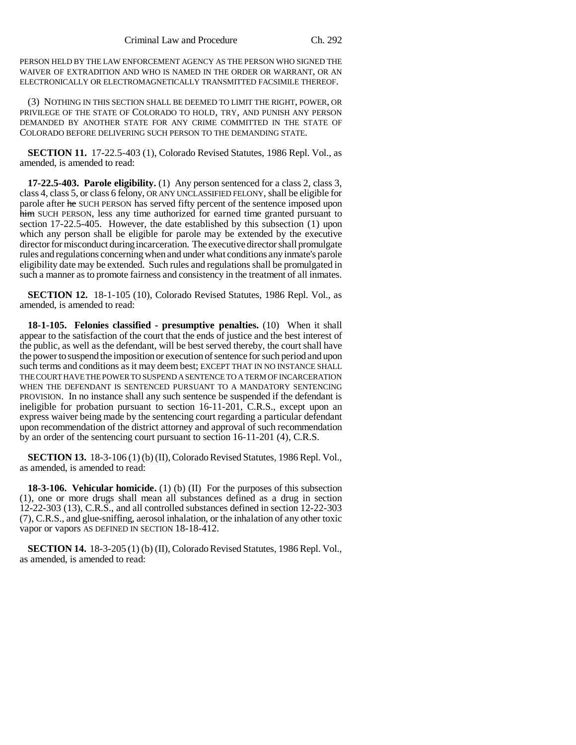PERSON HELD BY THE LAW ENFORCEMENT AGENCY AS THE PERSON WHO SIGNED THE WAIVER OF EXTRADITION AND WHO IS NAMED IN THE ORDER OR WARRANT, OR AN ELECTRONICALLY OR ELECTROMAGNETICALLY TRANSMITTED FACSIMILE THEREOF.

(3) NOTHING IN THIS SECTION SHALL BE DEEMED TO LIMIT THE RIGHT, POWER, OR PRIVILEGE OF THE STATE OF COLORADO TO HOLD, TRY, AND PUNISH ANY PERSON DEMANDED BY ANOTHER STATE FOR ANY CRIME COMMITTED IN THE STATE OF COLORADO BEFORE DELIVERING SUCH PERSON TO THE DEMANDING STATE.

**SECTION 11.** 17-22.5-403 (1), Colorado Revised Statutes, 1986 Repl. Vol., as amended, is amended to read:

**17-22.5-403. Parole eligibility.** (1) Any person sentenced for a class 2, class 3, class 4, class 5, or class 6 felony, OR ANY UNCLASSIFIED FELONY, shall be eligible for parole after ~~he~~ SUCH PERSON has served fifty percent of the sentence imposed upon ~~him~~ SUCH PERSON, less any time authorized for earned time granted pursuant to section 17-22.5-405. However, the date established by this subsection (1) upon which any person shall be eligible for parole may be extended by the executive director for misconduct during incarceration. The executive director shall promulgate rules and regulations concerning when and under what conditions any inmate's parole eligibility date may be extended. Such rules and regulations shall be promulgated in such a manner as to promote fairness and consistency in the treatment of all inmates.

**SECTION 12.** 18-1-105 (10), Colorado Revised Statutes, 1986 Repl. Vol., as amended, is amended to read:

**18-1-105. Felonies classified - presumptive penalties.** (10) When it shall appear to the satisfaction of the court that the ends of justice and the best interest of the public, as well as the defendant, will be best served thereby, the court shall have the power to suspend the imposition or execution of sentence for such period and upon such terms and conditions as it may deem best; EXCEPT THAT IN NO INSTANCE SHALL THE COURT HAVE THE POWER TO SUSPEND A SENTENCE TO A TERM OF INCARCERATION WHEN THE DEFENDANT IS SENTENCED PURSUANT TO A MANDATORY SENTENCING PROVISION. In no instance shall any such sentence be suspended if the defendant is ineligible for probation pursuant to section 16-11-201, C.R.S., except upon an express waiver being made by the sentencing court regarding a particular defendant upon recommendation of the district attorney and approval of such recommendation by an order of the sentencing court pursuant to section 16-11-201 (4), C.R.S.

**SECTION 13.** 18-3-106 (1) (b) (II), Colorado Revised Statutes, 1986 Repl. Vol., as amended, is amended to read:

**18-3-106. Vehicular homicide.** (1) (b) (II) For the purposes of this subsection (1), one or more drugs shall mean all substances defined as a drug in section 12-22-303 (13), C.R.S., and all controlled substances defined in section 12-22-303 (7), C.R.S., and glue-sniffing, aerosol inhalation, or the inhalation of any other toxic vapor or vapors AS DEFINED IN SECTION 18-18-412.

**SECTION 14.** 18-3-205 (1) (b) (II), Colorado Revised Statutes, 1986 Repl. Vol., as amended, is amended to read: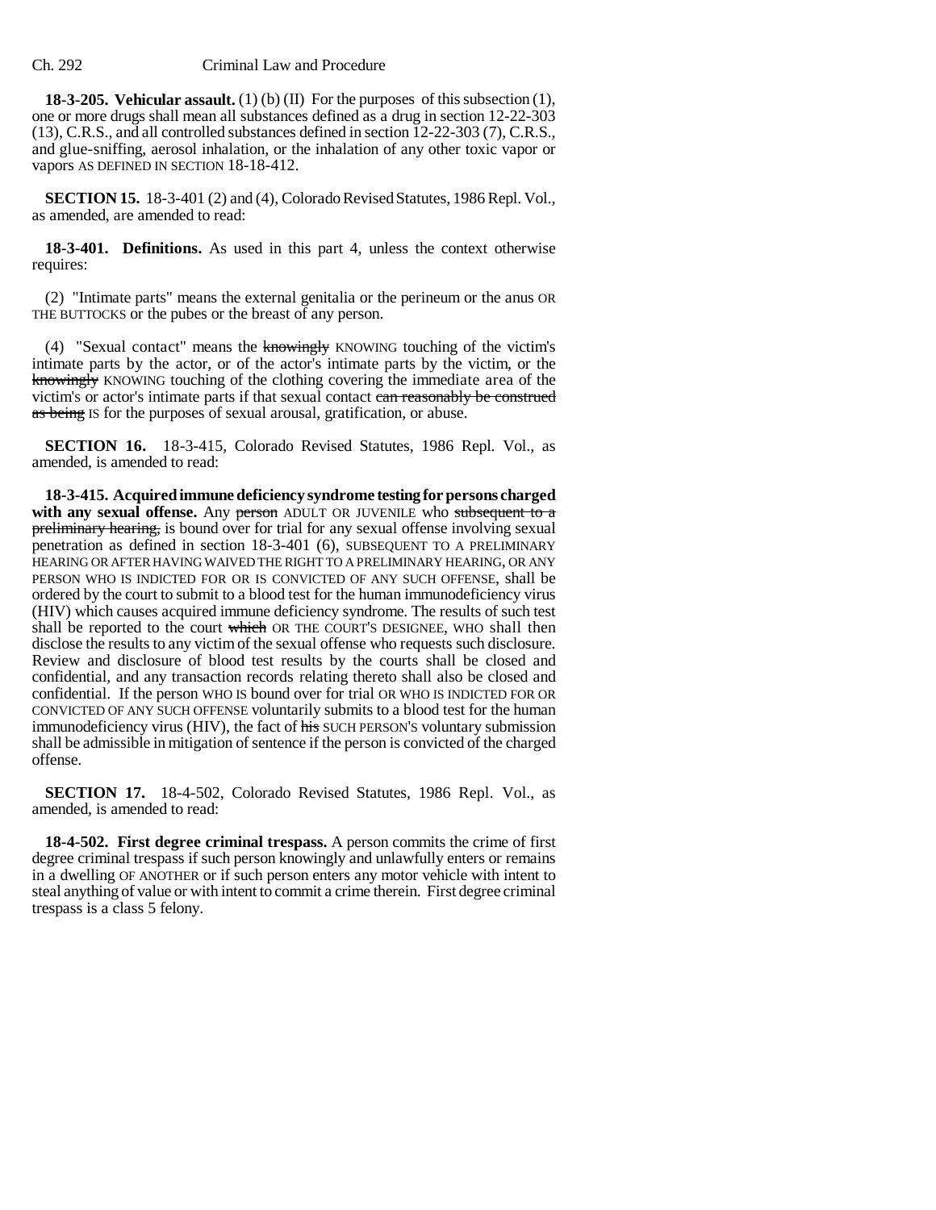**18-3-205. Vehicular assault.** (1) (b) (II) For the purposes of this subsection (1), one or more drugs shall mean all substances defined as a drug in section 12-22-303 (13), C.R.S., and all controlled substances defined in section 12-22-303 (7), C.R.S., and glue-sniffing, aerosol inhalation, or the inhalation of any other toxic vapor or vapors AS DEFINED IN SECTION 18-18-412.

**SECTION 15.** 18-3-401 (2) and (4), Colorado Revised Statutes, 1986 Repl. Vol., as amended, are amended to read:

**18-3-401. Definitions.** As used in this part 4, unless the context otherwise requires:

(2) "Intimate parts" means the external genitalia or the perineum or the anus OR THE BUTTOCKS or the pubes or the breast of any person.

(4) "Sexual contact" means the ~~knowingly~~ KNOWING touching of the victim's intimate parts by the actor, or of the actor's intimate parts by the victim, or the ~~knowingly~~ KNOWING touching of the clothing covering the immediate area of the victim's or actor's intimate parts if that sexual contact ~~can reasonably be construed as being~~ IS for the purposes of sexual arousal, gratification, or abuse.

**SECTION 16.** 18-3-415, Colorado Revised Statutes, 1986 Repl. Vol., as amended, is amended to read:

**18-3-415. Acquired immune deficiency syndrome testing for persons charged with any sexual offense.** Any ~~person~~ ADULT OR JUVENILE who ~~subsequent to a preliminary hearing,~~ is bound over for trial for any sexual offense involving sexual penetration as defined in section 18-3-401 (6), SUBSEQUENT TO A PRELIMINARY HEARING OR AFTER HAVING WAIVED THE RIGHT TO A PRELIMINARY HEARING, OR ANY PERSON WHO IS INDICTED FOR OR IS CONVICTED OF ANY SUCH OFFENSE, shall be ordered by the court to submit to a blood test for the human immunodeficiency virus (HIV) which causes acquired immune deficiency syndrome. The results of such test shall be reported to the court ~~which~~ OR THE COURT'S DESIGNEE, WHO shall then disclose the results to any victim of the sexual offense who requests such disclosure. Review and disclosure of blood test results by the courts shall be closed and confidential, and any transaction records relating thereto shall also be closed and confidential. If the person WHO IS bound over for trial OR WHO IS INDICTED FOR OR CONVICTED OF ANY SUCH OFFENSE voluntarily submits to a blood test for the human immunodeficiency virus (HIV), the fact of ~~his~~ SUCH PERSON'S voluntary submission shall be admissible in mitigation of sentence if the person is convicted of the charged offense.

**SECTION 17.** 18-4-502, Colorado Revised Statutes, 1986 Repl. Vol., as amended, is amended to read:

**18-4-502. First degree criminal trespass.** A person commits the crime of first degree criminal trespass if such person knowingly and unlawfully enters or remains in a dwelling OF ANOTHER or if such person enters any motor vehicle with intent to steal anything of value or with intent to commit a crime therein. First degree criminal trespass is a class 5 felony.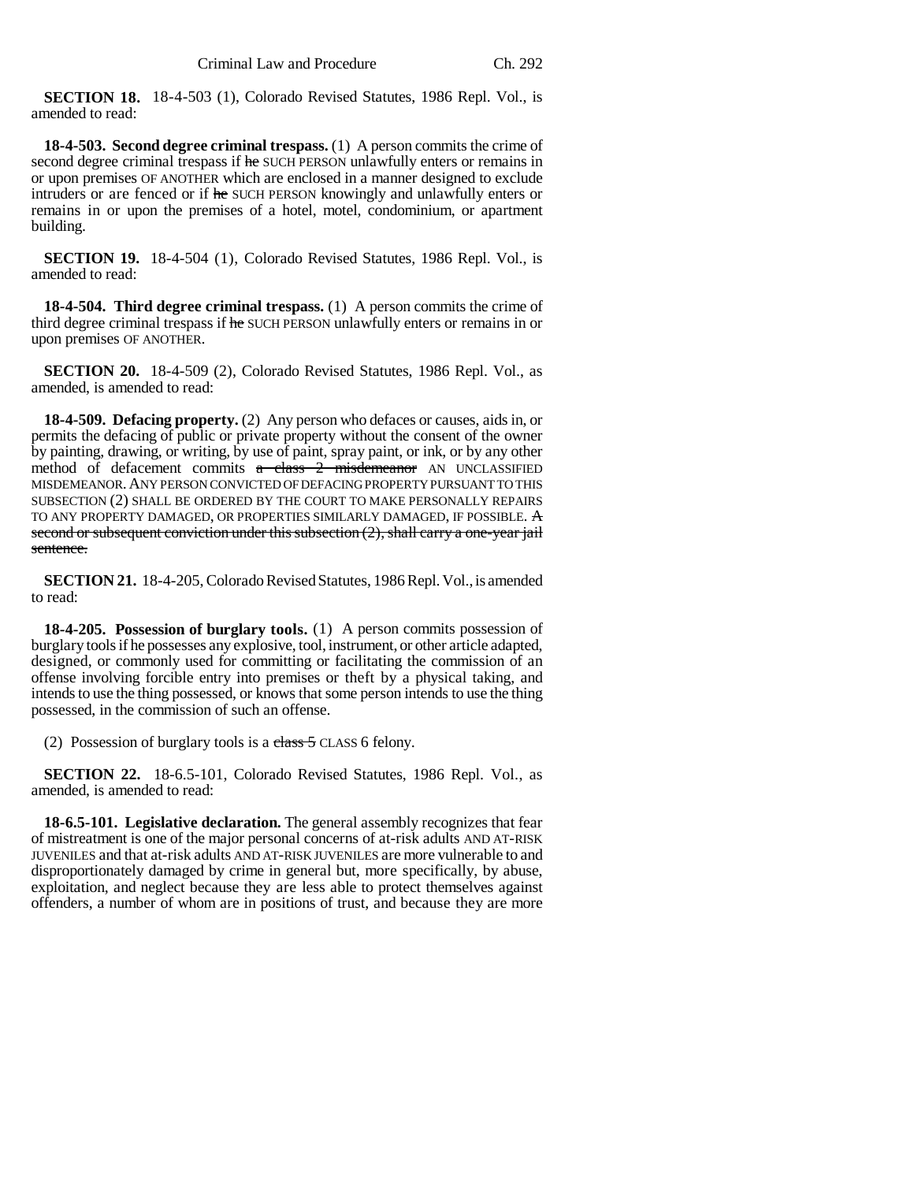**SECTION 18.** 18-4-503 (1), Colorado Revised Statutes, 1986 Repl. Vol., is amended to read:

**18-4-503. Second degree criminal trespass.** (1) A person commits the crime of second degree criminal trespass if ~~he~~ SUCH PERSON unlawfully enters or remains in or upon premises OF ANOTHER which are enclosed in a manner designed to exclude intruders or are fenced or if ~~he~~ SUCH PERSON knowingly and unlawfully enters or remains in or upon the premises of a hotel, motel, condominium, or apartment building.

**SECTION 19.** 18-4-504 (1), Colorado Revised Statutes, 1986 Repl. Vol., is amended to read:

**18-4-504. Third degree criminal trespass.** (1) A person commits the crime of third degree criminal trespass if ~~he~~ SUCH PERSON unlawfully enters or remains in or upon premises OF ANOTHER.

**SECTION 20.** 18-4-509 (2), Colorado Revised Statutes, 1986 Repl. Vol., as amended, is amended to read:

**18-4-509. Defacing property.** (2) Any person who defaces or causes, aids in, or permits the defacing of public or private property without the consent of the owner by painting, drawing, or writing, by use of paint, spray paint, or ink, or by any other method of defacement commits ~~a class 2 misdemeanor~~ AN UNCLASSIFIED MISDEMEANOR. ANY PERSON CONVICTED OF DEFACING PROPERTY PURSUANT TO THIS SUBSECTION (2) SHALL BE ORDERED BY THE COURT TO MAKE PERSONALLY REPAIRS TO ANY PROPERTY DAMAGED, OR PROPERTIES SIMILARLY DAMAGED, IF POSSIBLE. ~~A second or subsequent conviction under this subsection (2), shall carry a one-year jail sentence.~~

**SECTION 21.** 18-4-205, Colorado Revised Statutes, 1986 Repl. Vol., is amended to read:

**18-4-205. Possession of burglary tools.** (1) A person commits possession of burglary tools if he possesses any explosive, tool, instrument, or other article adapted, designed, or commonly used for committing or facilitating the commission of an offense involving forcible entry into premises or theft by a physical taking, and intends to use the thing possessed, or knows that some person intends to use the thing possessed, in the commission of such an offense.

(2) Possession of burglary tools is a ~~class 5~~ CLASS 6 felony.

**SECTION 22.** 18-6.5-101, Colorado Revised Statutes, 1986 Repl. Vol., as amended, is amended to read:

**18-6.5-101. Legislative declaration.** The general assembly recognizes that fear of mistreatment is one of the major personal concerns of at-risk adults AND AT-RISK JUVENILES and that at-risk adults AND AT-RISK JUVENILES are more vulnerable to and disproportionately damaged by crime in general but, more specifically, by abuse, exploitation, and neglect because they are less able to protect themselves against offenders, a number of whom are in positions of trust, and because they are more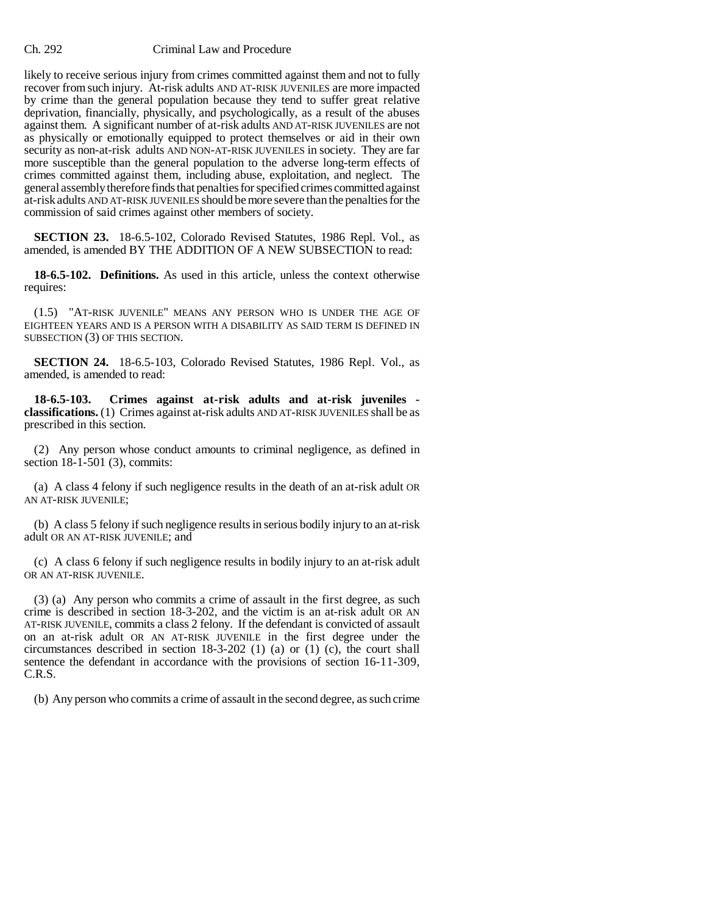likely to receive serious injury from crimes committed against them and not to fully recover from such injury. At-risk adults AND AT-RISK JUVENILES are more impacted by crime than the general population because they tend to suffer great relative deprivation, financially, physically, and psychologically, as a result of the abuses against them. A significant number of at-risk adults AND AT-RISK JUVENILES are not as physically or emotionally equipped to protect themselves or aid in their own security as non-at-risk adults AND NON-AT-RISK JUVENILES in society. They are far more susceptible than the general population to the adverse long-term effects of crimes committed against them, including abuse, exploitation, and neglect. The general assembly therefore finds that penalties for specified crimes committed against at-risk adults AND AT-RISK JUVENILES should be more severe than the penalties for the commission of said crimes against other members of society.

**SECTION 23.** 18-6.5-102, Colorado Revised Statutes, 1986 Repl. Vol., as amended, is amended BY THE ADDITION OF A NEW SUBSECTION to read:

**18-6.5-102. Definitions.** As used in this article, unless the context otherwise requires:

(1.5) "AT-RISK JUVENILE" MEANS ANY PERSON WHO IS UNDER THE AGE OF EIGHTEEN YEARS AND IS A PERSON WITH A DISABILITY AS SAID TERM IS DEFINED IN SUBSECTION (3) OF THIS SECTION.

**SECTION 24.** 18-6.5-103, Colorado Revised Statutes, 1986 Repl. Vol., as amended, is amended to read:

**18-6.5-103. Crimes against at-risk adults and at-risk juveniles - classifications.** (1) Crimes against at-risk adults AND AT-RISK JUVENILES shall be as prescribed in this section.

(2) Any person whose conduct amounts to criminal negligence, as defined in section 18-1-501 (3), commits:

(a) A class 4 felony if such negligence results in the death of an at-risk adult OR AN AT-RISK JUVENILE;

(b) A class 5 felony if such negligence results in serious bodily injury to an at-risk adult OR AN AT-RISK JUVENILE; and

(c) A class 6 felony if such negligence results in bodily injury to an at-risk adult OR AN AT-RISK JUVENILE.

(3) (a) Any person who commits a crime of assault in the first degree, as such crime is described in section 18-3-202, and the victim is an at-risk adult OR AN AT-RISK JUVENILE, commits a class 2 felony. If the defendant is convicted of assault on an at-risk adult OR AN AT-RISK JUVENILE in the first degree under the circumstances described in section 18-3-202 (1) (a) or (1) (c), the court shall sentence the defendant in accordance with the provisions of section 16-11-309, C.R.S.

(b) Any person who commits a crime of assault in the second degree, as such crime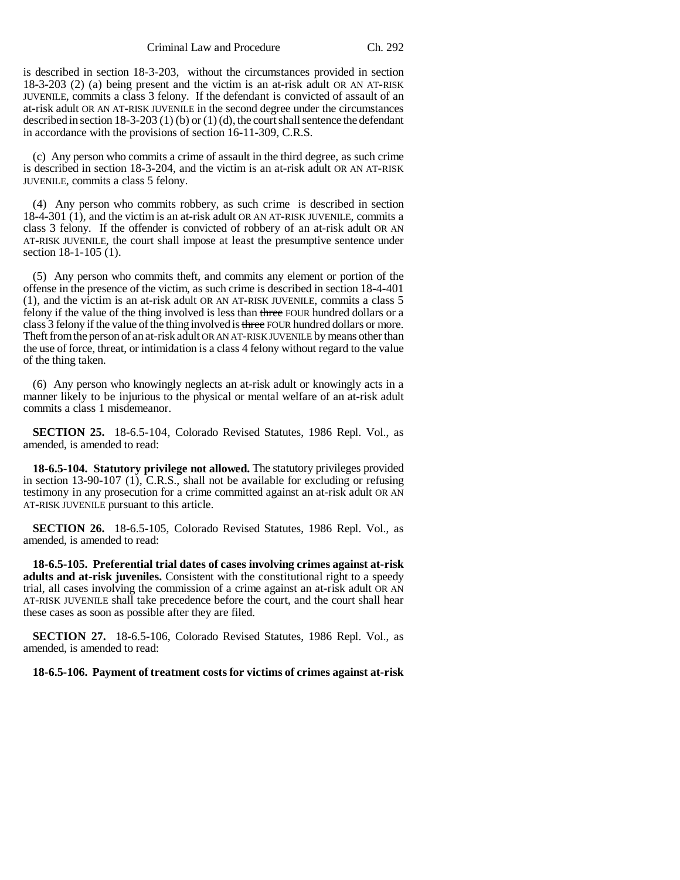is described in section 18-3-203, without the circumstances provided in section 18-3-203 (2) (a) being present and the victim is an at-risk adult OR AN AT-RISK JUVENILE, commits a class 3 felony. If the defendant is convicted of assault of an at-risk adult OR AN AT-RISK JUVENILE in the second degree under the circumstances described in section 18-3-203 (1) (b) or (1) (d), the court shall sentence the defendant in accordance with the provisions of section 16-11-309, C.R.S.

(c) Any person who commits a crime of assault in the third degree, as such crime is described in section 18-3-204, and the victim is an at-risk adult OR AN AT-RISK JUVENILE, commits a class 5 felony.

(4) Any person who commits robbery, as such crime is described in section 18-4-301 (1), and the victim is an at-risk adult OR AN AT-RISK JUVENILE, commits a class 3 felony. If the offender is convicted of robbery of an at-risk adult OR AN AT-RISK JUVENILE, the court shall impose at least the presumptive sentence under section 18-1-105 (1).

(5) Any person who commits theft, and commits any element or portion of the offense in the presence of the victim, as such crime is described in section 18-4-401 (1), and the victim is an at-risk adult OR AN AT-RISK JUVENILE, commits a class 5 felony if the value of the thing involved is less than ~~three~~ FOUR hundred dollars or a class 3 felony if the value of the thing involved is ~~three~~ FOUR hundred dollars or more. Theft from the person of an at-risk adult OR AN AT-RISK JUVENILE by means other than the use of force, threat, or intimidation is a class 4 felony without regard to the value of the thing taken.

(6) Any person who knowingly neglects an at-risk adult or knowingly acts in a manner likely to be injurious to the physical or mental welfare of an at-risk adult commits a class 1 misdemeanor.

**SECTION 25.** 18-6.5-104, Colorado Revised Statutes, 1986 Repl. Vol., as amended, is amended to read:

**18-6.5-104. Statutory privilege not allowed.** The statutory privileges provided in section 13-90-107 (1), C.R.S., shall not be available for excluding or refusing testimony in any prosecution for a crime committed against an at-risk adult OR AN AT-RISK JUVENILE pursuant to this article.

**SECTION 26.** 18-6.5-105, Colorado Revised Statutes, 1986 Repl. Vol., as amended, is amended to read:

**18-6.5-105. Preferential trial dates of cases involving crimes against at-risk adults and at-risk juveniles.** Consistent with the constitutional right to a speedy trial, all cases involving the commission of a crime against an at-risk adult OR AN AT-RISK JUVENILE shall take precedence before the court, and the court shall hear these cases as soon as possible after they are filed.

**SECTION 27.** 18-6.5-106, Colorado Revised Statutes, 1986 Repl. Vol., as amended, is amended to read:

**18-6.5-106. Payment of treatment costs for victims of crimes against at-risk**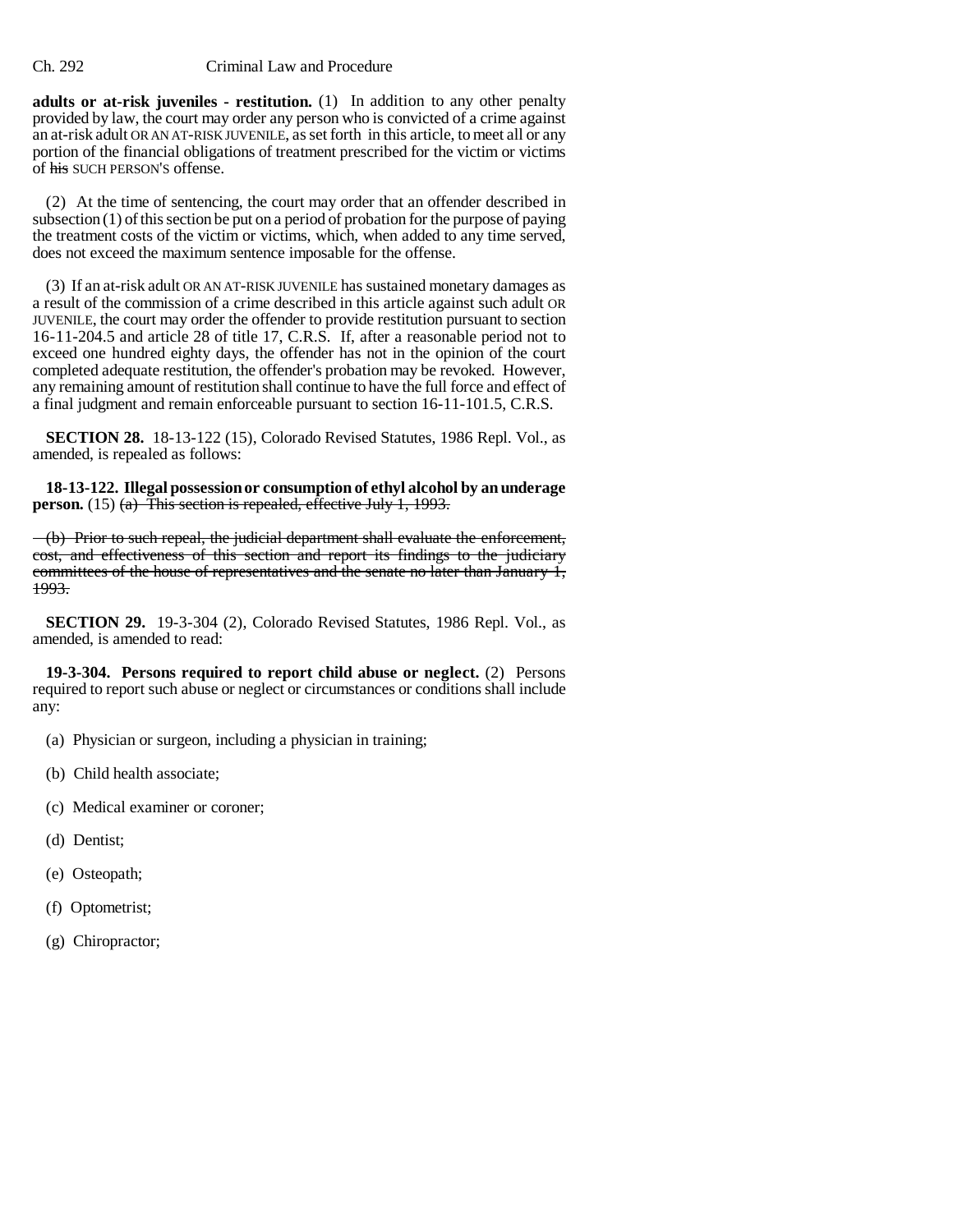**adults or at-risk juveniles - restitution.** (1) In addition to any other penalty provided by law, the court may order any person who is convicted of a crime against an at-risk adult OR AN AT-RISK JUVENILE, as set forth in this article, to meet all or any portion of the financial obligations of treatment prescribed for the victim or victims of ~~his~~ SUCH PERSON'S offense.

(2) At the time of sentencing, the court may order that an offender described in subsection (1) of this section be put on a period of probation for the purpose of paying the treatment costs of the victim or victims, which, when added to any time served, does not exceed the maximum sentence imposable for the offense.

(3) If an at-risk adult OR AN AT-RISK JUVENILE has sustained monetary damages as a result of the commission of a crime described in this article against such adult OR JUVENILE, the court may order the offender to provide restitution pursuant to section 16-11-204.5 and article 28 of title 17, C.R.S. If, after a reasonable period not to exceed one hundred eighty days, the offender has not in the opinion of the court completed adequate restitution, the offender's probation may be revoked. However, any remaining amount of restitution shall continue to have the full force and effect of a final judgment and remain enforceable pursuant to section 16-11-101.5, C.R.S.

**SECTION 28.** 18-13-122 (15), Colorado Revised Statutes, 1986 Repl. Vol., as amended, is repealed as follows:

**18-13-122. Illegal possession or consumption of ethyl alcohol by an underage person.** (15) ~~(a) This section is repealed, effective July 1, 1993.~~

~~(b) Prior to such repeal, the judicial department shall evaluate the enforcement, cost, and effectiveness of this section and report its findings to the judiciary committees of the house of representatives and the senate no later than January 1, 1993.~~

**SECTION 29.** 19-3-304 (2), Colorado Revised Statutes, 1986 Repl. Vol., as amended, is amended to read:

**19-3-304. Persons required to report child abuse or neglect.** (2) Persons required to report such abuse or neglect or circumstances or conditions shall include any:

(a) Physician or surgeon, including a physician in training;

(b) Child health associate;

(c) Medical examiner or coroner;

(d) Dentist;

(e) Osteopath;

(f) Optometrist;

(g) Chiropractor;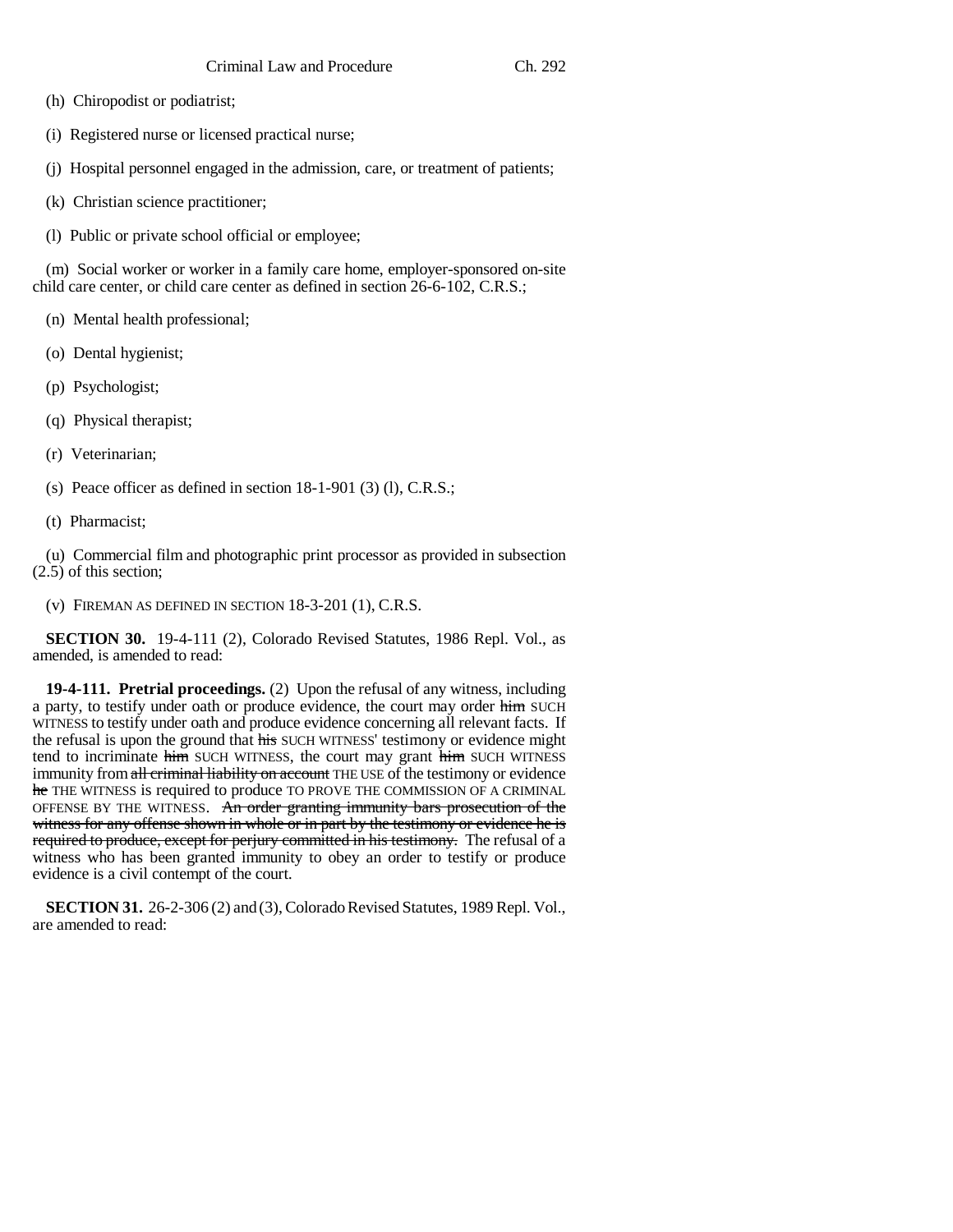(h) Chiropodist or podiatrist;

(i) Registered nurse or licensed practical nurse;

(j) Hospital personnel engaged in the admission, care, or treatment of patients;

(k) Christian science practitioner;

(l) Public or private school official or employee;

(m) Social worker or worker in a family care home, employer-sponsored on-site child care center, or child care center as defined in section 26-6-102, C.R.S.;

(n) Mental health professional;

(o) Dental hygienist;

(p) Psychologist;

(q) Physical therapist;

(r) Veterinarian;

(s) Peace officer as defined in section 18-1-901 (3) (l), C.R.S.;

(t) Pharmacist;

(u) Commercial film and photographic print processor as provided in subsection (2.5) of this section;

(v) FIREMAN AS DEFINED IN SECTION 18-3-201 (1), C.R.S.

**SECTION 30.** 19-4-111 (2), Colorado Revised Statutes, 1986 Repl. Vol., as amended, is amended to read:

**19-4-111. Pretrial proceedings.** (2) Upon the refusal of any witness, including a party, to testify under oath or produce evidence, the court may order ~~him~~ SUCH WITNESS to testify under oath and produce evidence concerning all relevant facts. If the refusal is upon the ground that ~~his~~ SUCH WITNESS' testimony or evidence might tend to incriminate ~~him~~ SUCH WITNESS, the court may grant ~~him~~ SUCH WITNESS immunity from ~~all criminal liability on account~~ THE USE of the testimony or evidence ~~he~~ THE WITNESS is required to produce TO PROVE THE COMMISSION OF A CRIMINAL OFFENSE BY THE WITNESS. ~~An order granting immunity bars prosecution of the witness for any offense shown in whole or in part by the testimony or evidence he is required to produce, except for perjury committed in his testimony.~~ The refusal of a witness who has been granted immunity to obey an order to testify or produce evidence is a civil contempt of the court.

**SECTION 31.** 26-2-306 (2) and (3), Colorado Revised Statutes, 1989 Repl. Vol., are amended to read: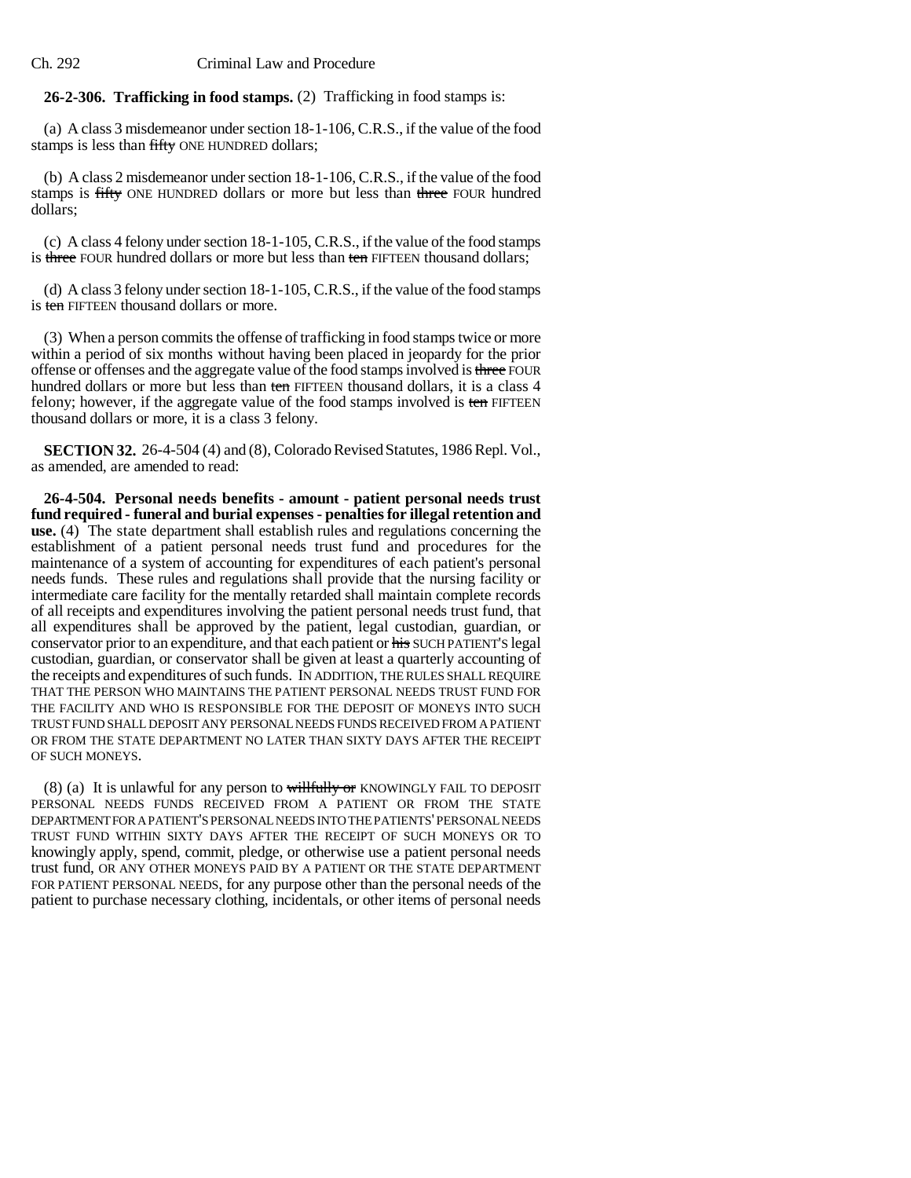**26-2-306. Trafficking in food stamps.** (2) Trafficking in food stamps is:

(a) A class 3 misdemeanor under section 18-1-106, C.R.S., if the value of the food stamps is less than ~~fifty~~ ONE HUNDRED dollars;

(b) A class 2 misdemeanor under section 18-1-106, C.R.S., if the value of the food stamps is ~~fifty~~ ONE HUNDRED dollars or more but less than ~~three~~ FOUR hundred dollars;

(c) A class 4 felony under section 18-1-105, C.R.S., if the value of the food stamps is ~~three~~ FOUR hundred dollars or more but less than ~~ten~~ FIFTEEN thousand dollars;

(d) A class 3 felony under section 18-1-105, C.R.S., if the value of the food stamps is ~~ten~~ FIFTEEN thousand dollars or more.

(3) When a person commits the offense of trafficking in food stamps twice or more within a period of six months without having been placed in jeopardy for the prior offense or offenses and the aggregate value of the food stamps involved is ~~three~~ FOUR hundred dollars or more but less than ~~ten~~ FIFTEEN thousand dollars, it is a class 4 felony; however, if the aggregate value of the food stamps involved is ~~ten~~ FIFTEEN thousand dollars or more, it is a class 3 felony.

**SECTION 32.** 26-4-504 (4) and (8), Colorado Revised Statutes, 1986 Repl. Vol., as amended, are amended to read:

**26-4-504. Personal needs benefits - amount - patient personal needs trust fund required - funeral and burial expenses - penalties for illegal retention and use.** (4) The state department shall establish rules and regulations concerning the establishment of a patient personal needs trust fund and procedures for the maintenance of a system of accounting for expenditures of each patient's personal needs funds. These rules and regulations shall provide that the nursing facility or intermediate care facility for the mentally retarded shall maintain complete records of all receipts and expenditures involving the patient personal needs trust fund, that all expenditures shall be approved by the patient, legal custodian, guardian, or conservator prior to an expenditure, and that each patient or ~~his~~ SUCH PATIENT'S legal custodian, guardian, or conservator shall be given at least a quarterly accounting of the receipts and expenditures of such funds. IN ADDITION, THE RULES SHALL REQUIRE THAT THE PERSON WHO MAINTAINS THE PATIENT PERSONAL NEEDS TRUST FUND FOR THE FACILITY AND WHO IS RESPONSIBLE FOR THE DEPOSIT OF MONEYS INTO SUCH TRUST FUND SHALL DEPOSIT ANY PERSONAL NEEDS FUNDS RECEIVED FROM A PATIENT OR FROM THE STATE DEPARTMENT NO LATER THAN SIXTY DAYS AFTER THE RECEIPT OF SUCH MONEYS.

(8) (a) It is unlawful for any person to ~~willfully or~~ KNOWINGLY FAIL TO DEPOSIT PERSONAL NEEDS FUNDS RECEIVED FROM A PATIENT OR FROM THE STATE DEPARTMENT FOR A PATIENT'S PERSONAL NEEDS INTO THE PATIENTS' PERSONAL NEEDS TRUST FUND WITHIN SIXTY DAYS AFTER THE RECEIPT OF SUCH MONEYS OR TO knowingly apply, spend, commit, pledge, or otherwise use a patient personal needs trust fund, OR ANY OTHER MONEYS PAID BY A PATIENT OR THE STATE DEPARTMENT FOR PATIENT PERSONAL NEEDS, for any purpose other than the personal needs of the patient to purchase necessary clothing, incidentals, or other items of personal needs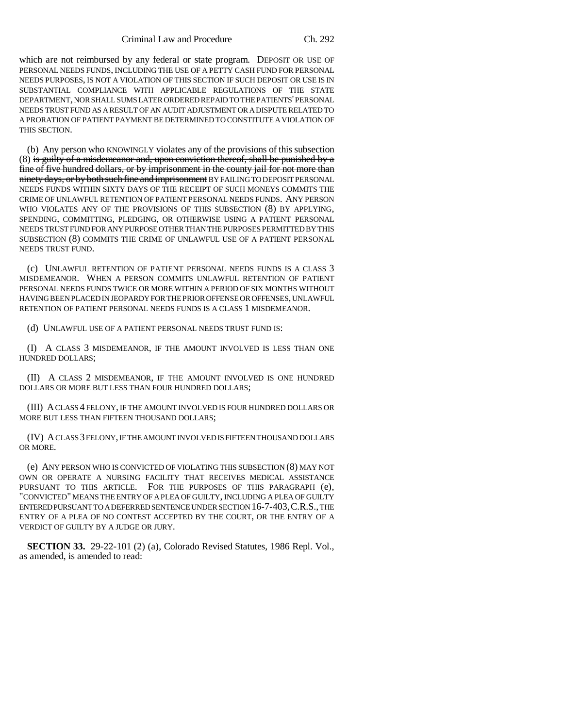which are not reimbursed by any federal or state program. DEPOSIT OR USE OF PERSONAL NEEDS FUNDS, INCLUDING THE USE OF A PETTY CASH FUND FOR PERSONAL NEEDS PURPOSES, IS NOT A VIOLATION OF THIS SECTION IF SUCH DEPOSIT OR USE IS IN SUBSTANTIAL COMPLIANCE WITH APPLICABLE REGULATIONS OF THE STATE DEPARTMENT, NOR SHALL SUMS LATER ORDERED REPAID TO THE PATIENTS' PERSONAL NEEDS TRUST FUND AS A RESULT OF AN AUDIT ADJUSTMENT OR A DISPUTE RELATED TO A PRORATION OF PATIENT PAYMENT BE DETERMINED TO CONSTITUTE A VIOLATION OF THIS SECTION.

(b) Any person who KNOWINGLY violates any of the provisions of this subsection (8) ~~is guilty of a misdemeanor and, upon conviction thereof, shall be punished by a fine of five hundred dollars, or by imprisonment in the county jail for not more than ninety days, or by both such fine and imprisonment~~ BY FAILING TO DEPOSIT PERSONAL NEEDS FUNDS WITHIN SIXTY DAYS OF THE RECEIPT OF SUCH MONEYS COMMITS THE CRIME OF UNLAWFUL RETENTION OF PATIENT PERSONAL NEEDS FUNDS. ANY PERSON WHO VIOLATES ANY OF THE PROVISIONS OF THIS SUBSECTION (8) BY APPLYING, SPENDING, COMMITTING, PLEDGING, OR OTHERWISE USING A PATIENT PERSONAL NEEDS TRUST FUND FOR ANY PURPOSE OTHER THAN THE PURPOSES PERMITTED BY THIS SUBSECTION (8) COMMITS THE CRIME OF UNLAWFUL USE OF A PATIENT PERSONAL NEEDS TRUST FUND.

(c) UNLAWFUL RETENTION OF PATIENT PERSONAL NEEDS FUNDS IS A CLASS 3 MISDEMEANOR. WHEN A PERSON COMMITS UNLAWFUL RETENTION OF PATIENT PERSONAL NEEDS FUNDS TWICE OR MORE WITHIN A PERIOD OF SIX MONTHS WITHOUT HAVING BEEN PLACED IN JEOPARDY FOR THE PRIOR OFFENSE OR OFFENSES, UNLAWFUL RETENTION OF PATIENT PERSONAL NEEDS FUNDS IS A CLASS 1 MISDEMEANOR.

(d) UNLAWFUL USE OF A PATIENT PERSONAL NEEDS TRUST FUND IS:

(I) A CLASS 3 MISDEMEANOR, IF THE AMOUNT INVOLVED IS LESS THAN ONE HUNDRED DOLLARS;

(II) A CLASS 2 MISDEMEANOR, IF THE AMOUNT INVOLVED IS ONE HUNDRED DOLLARS OR MORE BUT LESS THAN FOUR HUNDRED DOLLARS;

(III) A CLASS 4 FELONY, IF THE AMOUNT INVOLVED IS FOUR HUNDRED DOLLARS OR MORE BUT LESS THAN FIFTEEN THOUSAND DOLLARS;

(IV) A CLASS 3 FELONY, IF THE AMOUNT INVOLVED IS FIFTEEN THOUSAND DOLLARS OR MORE.

(e) ANY PERSON WHO IS CONVICTED OF VIOLATING THIS SUBSECTION (8) MAY NOT OWN OR OPERATE A NURSING FACILITY THAT RECEIVES MEDICAL ASSISTANCE PURSUANT TO THIS ARTICLE. FOR THE PURPOSES OF THIS PARAGRAPH (e), "CONVICTED" MEANS THE ENTRY OF A PLEA OF GUILTY, INCLUDING A PLEA OF GUILTY ENTERED PURSUANT TO A DEFERRED SENTENCE UNDER SECTION 16-7-403, C.R.S., THE ENTRY OF A PLEA OF NO CONTEST ACCEPTED BY THE COURT, OR THE ENTRY OF A VERDICT OF GUILTY BY A JUDGE OR JURY.

**SECTION 33.** 29-22-101 (2) (a), Colorado Revised Statutes, 1986 Repl. Vol., as amended, is amended to read: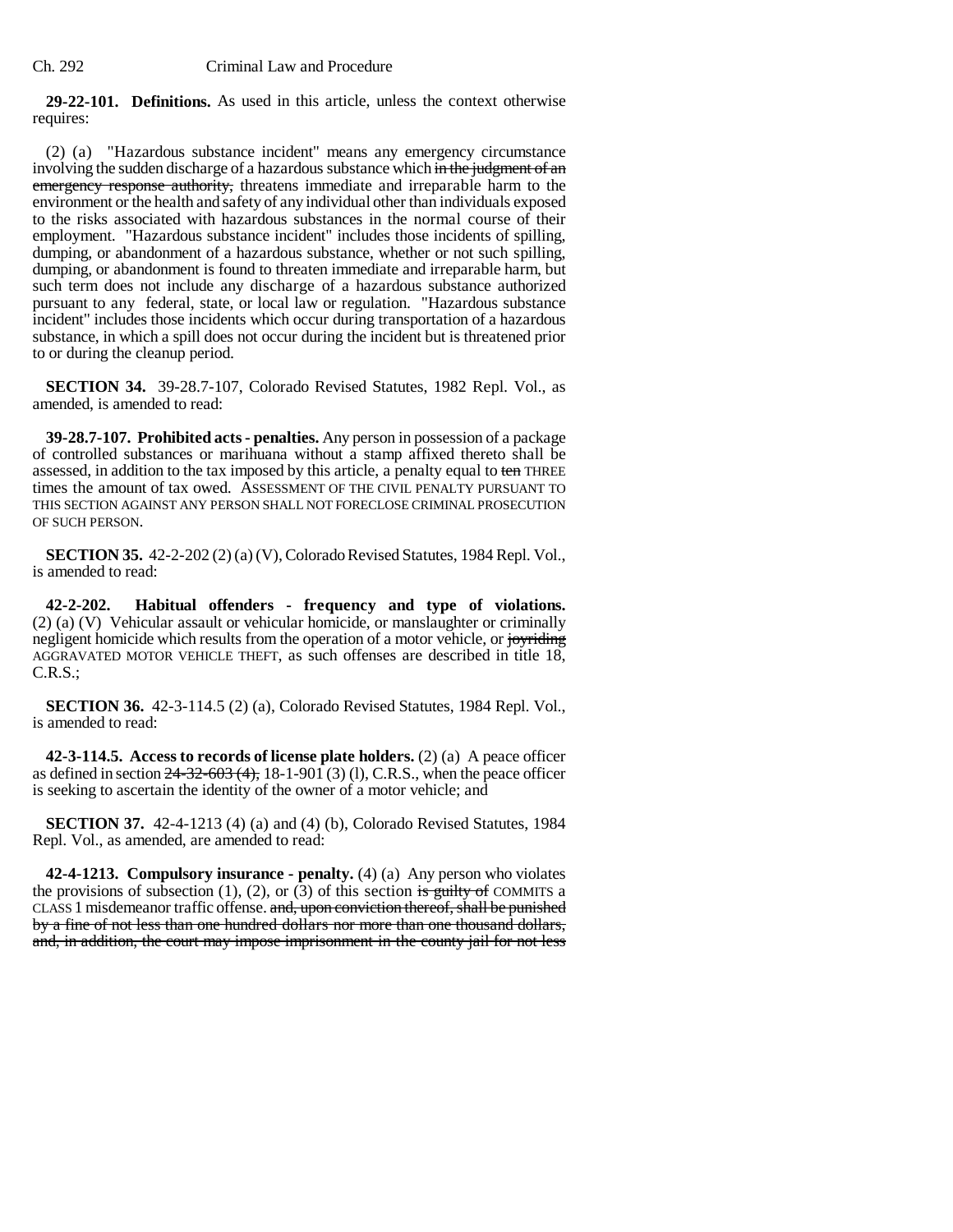**29-22-101. Definitions.** As used in this article, unless the context otherwise requires:

(2) (a) "Hazardous substance incident" means any emergency circumstance involving the sudden discharge of a hazardous substance which ~~in the judgment of an emergency response authority,~~ threatens immediate and irreparable harm to the environment or the health and safety of any individual other than individuals exposed to the risks associated with hazardous substances in the normal course of their employment. "Hazardous substance incident" includes those incidents of spilling, dumping, or abandonment of a hazardous substance, whether or not such spilling, dumping, or abandonment is found to threaten immediate and irreparable harm, but such term does not include any discharge of a hazardous substance authorized pursuant to any federal, state, or local law or regulation. "Hazardous substance incident" includes those incidents which occur during transportation of a hazardous substance, in which a spill does not occur during the incident but is threatened prior to or during the cleanup period.

**SECTION 34.** 39-28.7-107, Colorado Revised Statutes, 1982 Repl. Vol., as amended, is amended to read:

**39-28.7-107. Prohibited acts - penalties.** Any person in possession of a package of controlled substances or marihuana without a stamp affixed thereto shall be assessed, in addition to the tax imposed by this article, a penalty equal to ~~ten~~ THREE times the amount of tax owed. ASSESSMENT OF THE CIVIL PENALTY PURSUANT TO THIS SECTION AGAINST ANY PERSON SHALL NOT FORECLOSE CRIMINAL PROSECUTION OF SUCH PERSON.

**SECTION 35.** 42-2-202 (2) (a) (V), Colorado Revised Statutes, 1984 Repl. Vol., is amended to read:

**42-2-202. Habitual offenders - frequency and type of violations.** (2) (a) (V) Vehicular assault or vehicular homicide, or manslaughter or criminally negligent homicide which results from the operation of a motor vehicle, or ~~joyriding~~ AGGRAVATED MOTOR VEHICLE THEFT, as such offenses are described in title 18, C.R.S.;

**SECTION 36.** 42-3-114.5 (2) (a), Colorado Revised Statutes, 1984 Repl. Vol., is amended to read:

**42-3-114.5. Access to records of license plate holders.** (2) (a) A peace officer as defined in section ~~24-32-603 (4),~~ 18-1-901 (3) (l), C.R.S., when the peace officer is seeking to ascertain the identity of the owner of a motor vehicle; and

**SECTION 37.** 42-4-1213 (4) (a) and (4) (b), Colorado Revised Statutes, 1984 Repl. Vol., as amended, are amended to read:

**42-4-1213. Compulsory insurance - penalty.** (4) (a) Any person who violates the provisions of subsection (1), (2), or (3) of this section ~~is guilty of~~ COMMITS a CLASS 1 misdemeanor traffic offense. ~~and, upon conviction thereof, shall be punished by a fine of not less than one hundred dollars nor more than one thousand dollars, and, in addition, the court may impose imprisonment in the county jail for not less~~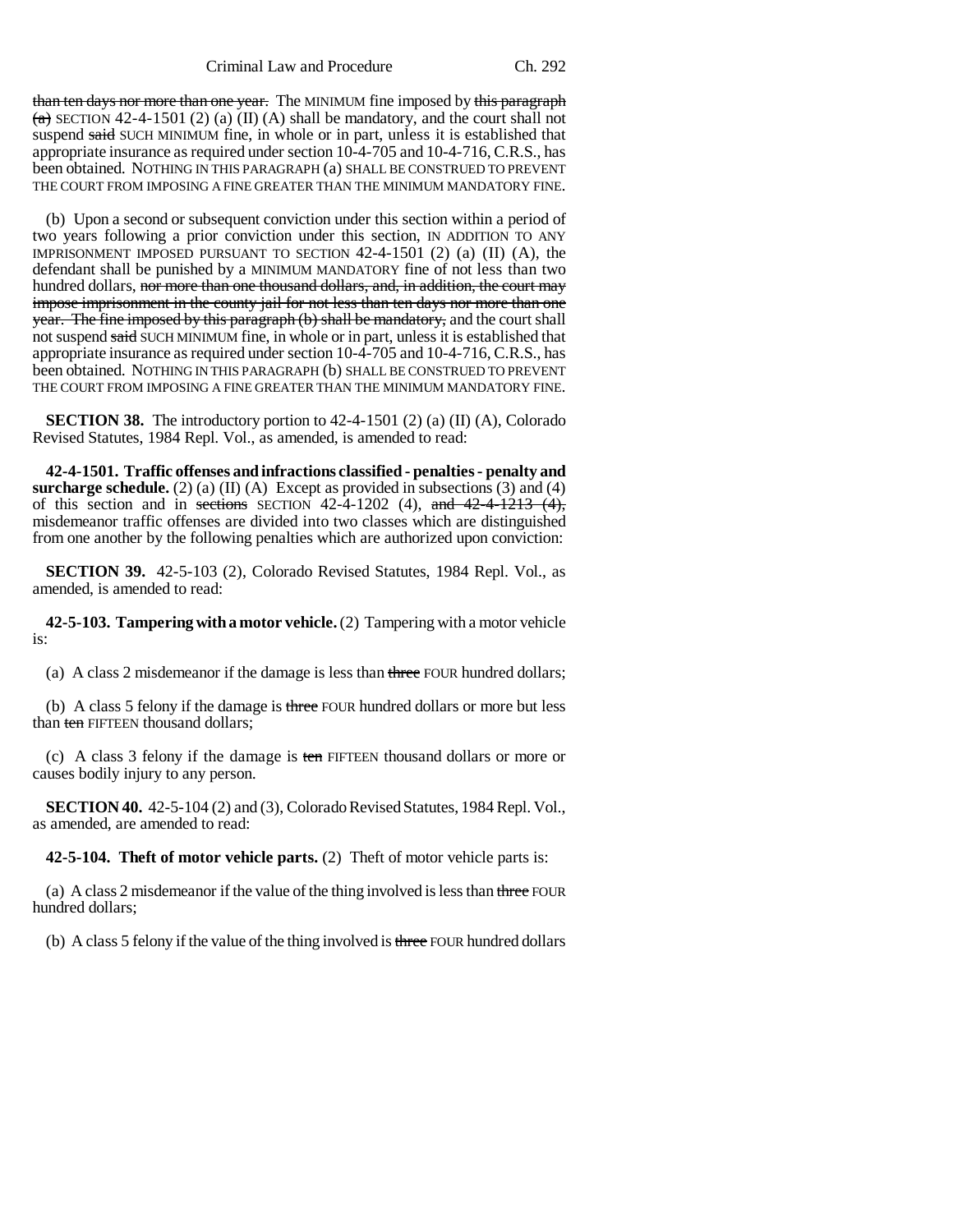than ten days nor more than one year. The MINIMUM fine imposed by this paragraph (a) SECTION 42-4-1501 (2) (a) (II) (A) shall be mandatory, and the court shall not suspend said SUCH MINIMUM fine, in whole or in part, unless it is established that appropriate insurance as required under section 10-4-705 and 10-4-716, C.R.S., has been obtained. NOTHING IN THIS PARAGRAPH (a) SHALL BE CONSTRUED TO PREVENT THE COURT FROM IMPOSING A FINE GREATER THAN THE MINIMUM MANDATORY FINE.

(b) Upon a second or subsequent conviction under this section within a period of two years following a prior conviction under this section, IN ADDITION TO ANY IMPRISONMENT IMPOSED PURSUANT TO SECTION 42-4-1501 (2) (a) (II) (A), the defendant shall be punished by a MINIMUM MANDATORY fine of not less than two hundred dollars, nor more than one thousand dollars, and, in addition, the court may impose imprisonment in the county jail for not less than ten days nor more than one year. The fine imposed by this paragraph (b) shall be mandatory, and the court shall not suspend said SUCH MINIMUM fine, in whole or in part, unless it is established that appropriate insurance as required under section 10-4-705 and 10-4-716, C.R.S., has been obtained. NOTHING IN THIS PARAGRAPH (b) SHALL BE CONSTRUED TO PREVENT THE COURT FROM IMPOSING A FINE GREATER THAN THE MINIMUM MANDATORY FINE.

**SECTION 38.** The introductory portion to 42-4-1501 (2) (a) (II) (A), Colorado Revised Statutes, 1984 Repl. Vol., as amended, is amended to read:

**42-4-1501. Traffic offenses and infractions classified - penalties - penalty and surcharge schedule.** (2) (a) (II) (A) Except as provided in subsections (3) and (4) of this section and in sections SECTION 42-4-1202 (4), and 42-4-1213 (4), misdemeanor traffic offenses are divided into two classes which are distinguished from one another by the following penalties which are authorized upon conviction:

**SECTION 39.** 42-5-103 (2), Colorado Revised Statutes, 1984 Repl. Vol., as amended, is amended to read:

**42-5-103. Tampering with a motor vehicle.** (2) Tampering with a motor vehicle is:

(a) A class 2 misdemeanor if the damage is less than three FOUR hundred dollars;

(b) A class 5 felony if the damage is three FOUR hundred dollars or more but less than ten FIFTEEN thousand dollars;

(c) A class 3 felony if the damage is ten FIFTEEN thousand dollars or more or causes bodily injury to any person.

**SECTION 40.** 42-5-104 (2) and (3), Colorado Revised Statutes, 1984 Repl. Vol., as amended, are amended to read:

**42-5-104. Theft of motor vehicle parts.** (2) Theft of motor vehicle parts is:

(a) A class 2 misdemeanor if the value of the thing involved is less than three FOUR hundred dollars;

(b) A class 5 felony if the value of the thing involved is three FOUR hundred dollars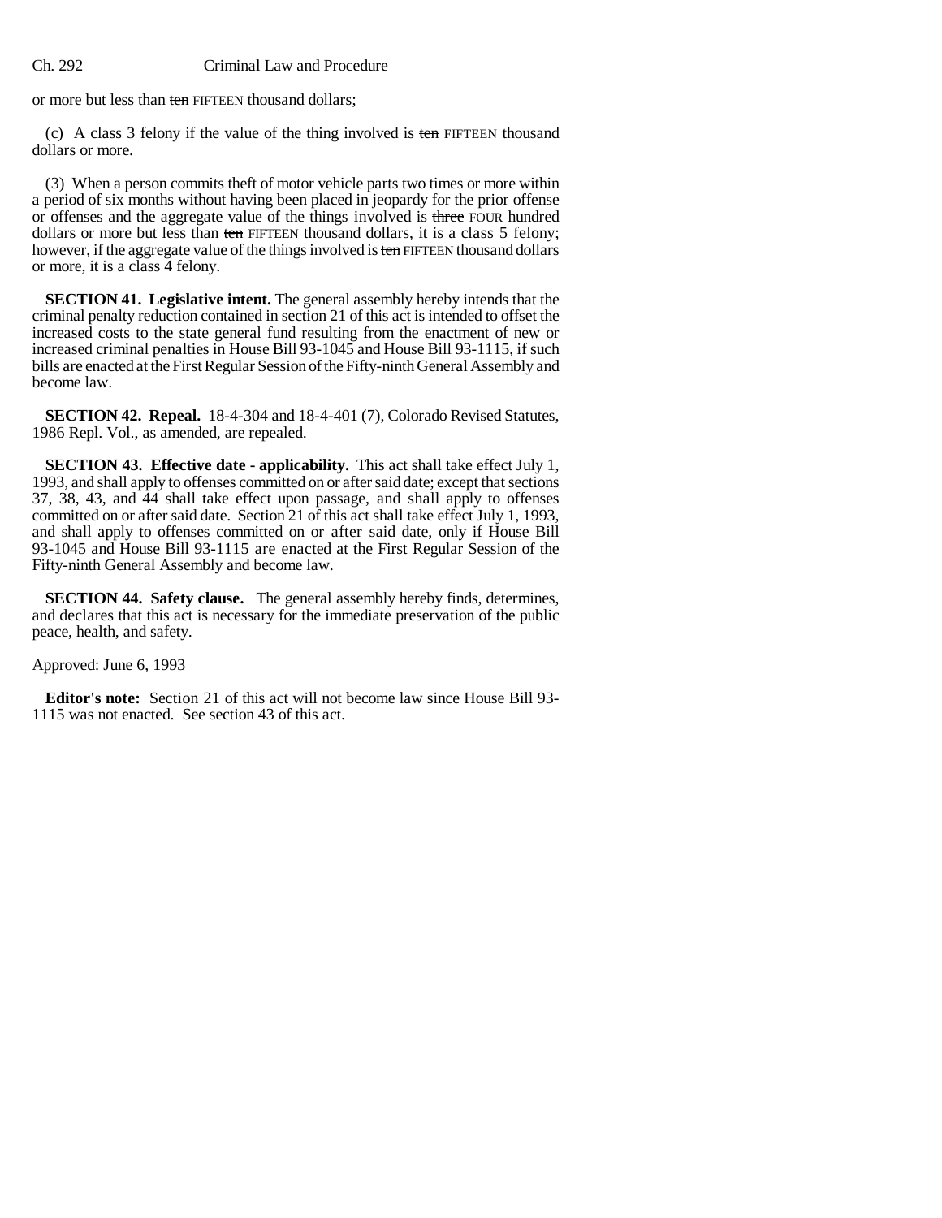or more but less than ~~ten~~ FIFTEEN thousand dollars;

(c) A class 3 felony if the value of the thing involved is ~~ten~~ FIFTEEN thousand dollars or more.

(3) When a person commits theft of motor vehicle parts two times or more within a period of six months without having been placed in jeopardy for the prior offense or offenses and the aggregate value of the things involved is ~~three~~ FOUR hundred dollars or more but less than ~~ten~~ FIFTEEN thousand dollars, it is a class 5 felony; however, if the aggregate value of the things involved is ~~ten~~ FIFTEEN thousand dollars or more, it is a class 4 felony.

**SECTION 41. Legislative intent.** The general assembly hereby intends that the criminal penalty reduction contained in section 21 of this act is intended to offset the increased costs to the state general fund resulting from the enactment of new or increased criminal penalties in House Bill 93-1045 and House Bill 93-1115, if such bills are enacted at the First Regular Session of the Fifty-ninth General Assembly and become law.

**SECTION 42. Repeal.** 18-4-304 and 18-4-401 (7), Colorado Revised Statutes, 1986 Repl. Vol., as amended, are repealed.

**SECTION 43. Effective date - applicability.** This act shall take effect July 1, 1993, and shall apply to offenses committed on or after said date; except that sections 37, 38, 43, and 44 shall take effect upon passage, and shall apply to offenses committed on or after said date. Section 21 of this act shall take effect July 1, 1993, and shall apply to offenses committed on or after said date, only if House Bill 93-1045 and House Bill 93-1115 are enacted at the First Regular Session of the Fifty-ninth General Assembly and become law.

**SECTION 44. Safety clause.** The general assembly hereby finds, determines, and declares that this act is necessary for the immediate preservation of the public peace, health, and safety.

Approved: June 6, 1993

**Editor's note:** Section 21 of this act will not become law since House Bill 93-1115 was not enacted. See section 43 of this act.